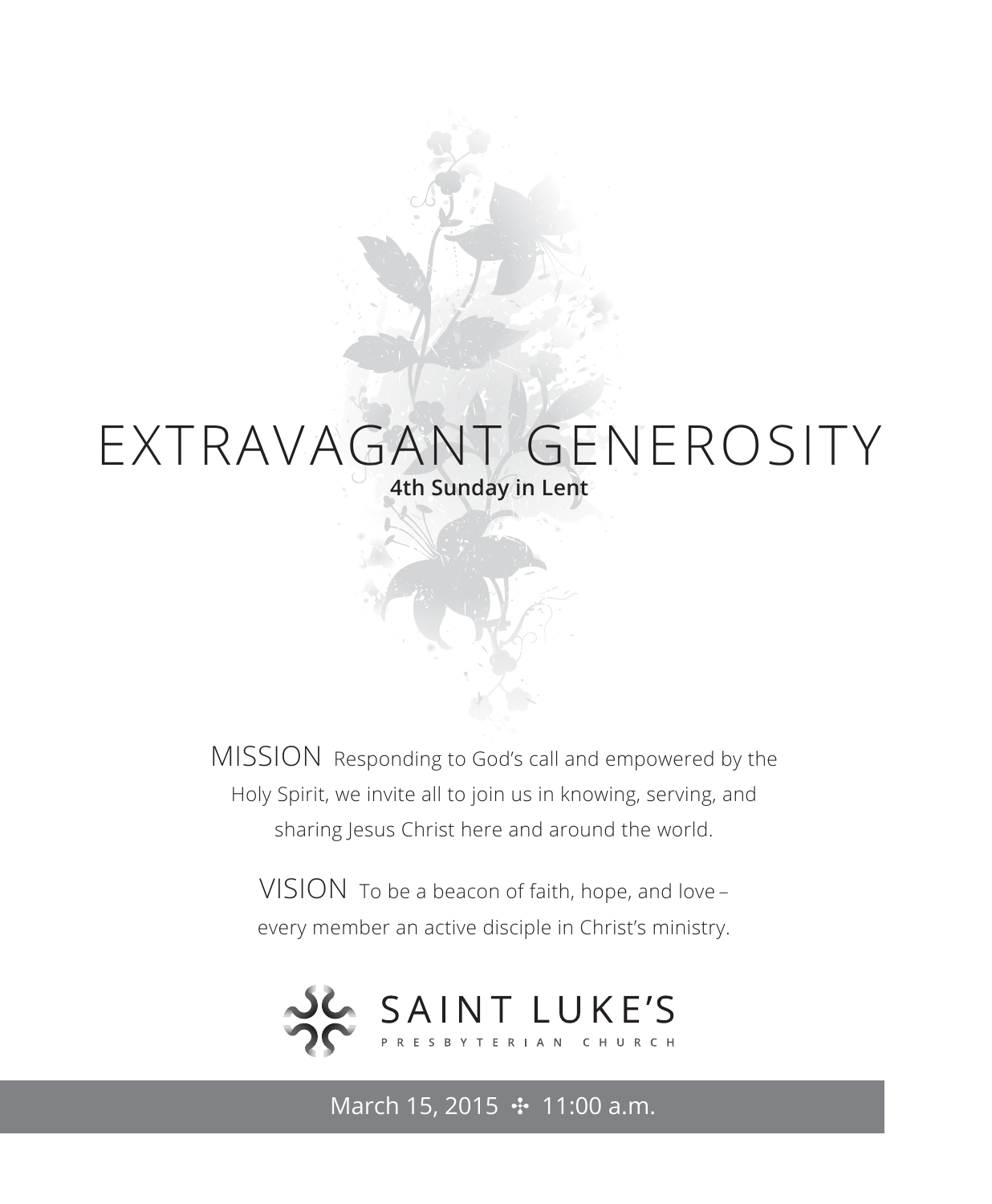# EXTRAVAGANT GENEROSITY

**4th Sunday in Lent**

MISSION Responding to God's call and empowered by the Holy Spirit, we invite all to join us in knowing, serving, and sharing Jesus Christ here and around the world.

VISION To be a beacon of faith, hope, and love – every member an active disciple in Christ's ministry.

SAINT LUKE'S
PRESBYTERIAN CHURCH

March 15, 2015 ✣ 11:00 a.m.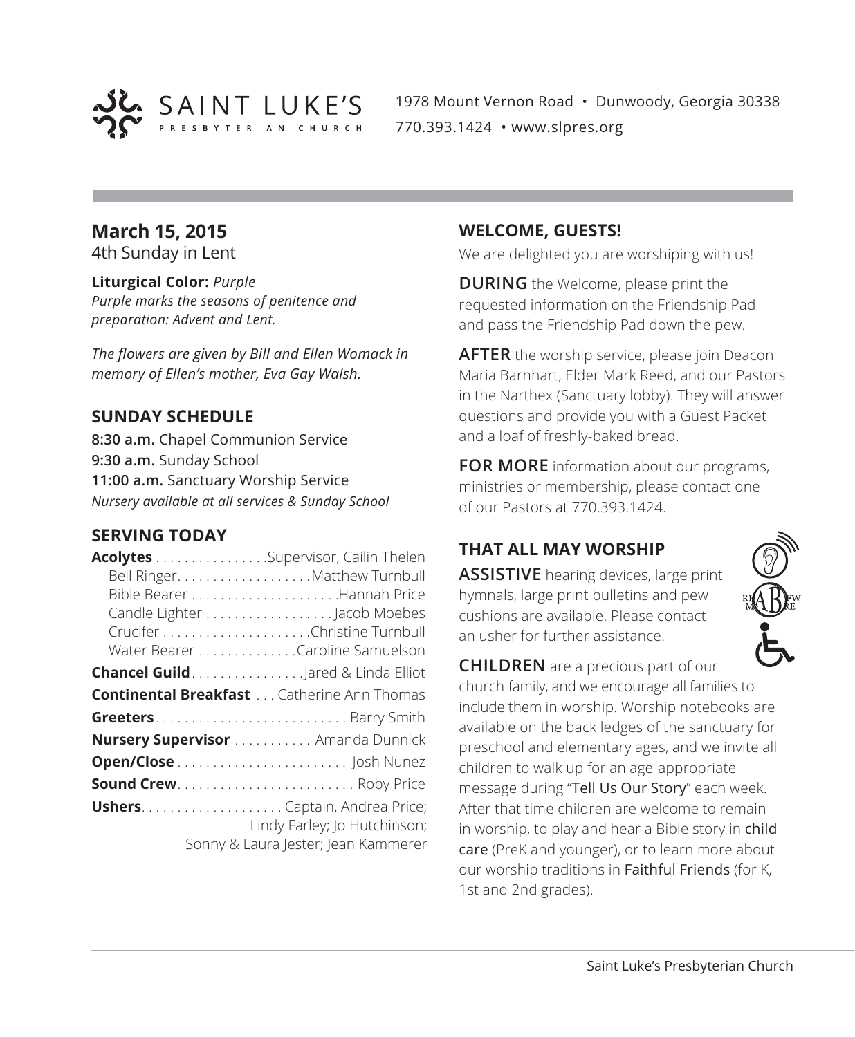SAINT LUKE'S PRESBYTERIAN CHURCH

1978 Mount Vernon Road • Dunwoody, Georgia 30338
770.393.1424 • www.slpres.org

## March 15, 2015

4th Sunday in Lent

**Liturgical Color:** *Purple*
*Purple marks the seasons of penitence and preparation: Advent and Lent.*

*The flowers are given by Bill and Ellen Womack in memory of Ellen's mother, Eva Gay Walsh.*

## SUNDAY SCHEDULE

**8:30 a.m.** Chapel Communion Service
**9:30 a.m.** Sunday School
**11:00 a.m.** Sanctuary Worship Service
*Nursery available at all services & Sunday School*

## SERVING TODAY

**Acolytes** . . . . . . . . . . . . . . . .Supervisor, Cailin Thelen
- Bell Ringer. . . . . . . . . . . . . . . . . . .Matthew Turnbull
- Bible Bearer . . . . . . . . . . . . . . . . . . . . .Hannah Price
- Candle Lighter . . . . . . . . . . . . . . . . . . Jacob Moebes
- Crucifer . . . . . . . . . . . . . . . . . . . . .Christine Turnbull
- Water Bearer . . . . . . . . . . . . . .Caroline Samuelson

**Chancel Guild**. . . . . . . . . . . . . . . .Jared & Linda Elliot

**Continental Breakfast** . . . Catherine Ann Thomas

**Greeters**. . . . . . . . . . . . . . . . . . . . . . . . . . . Barry Smith

**Nursery Supervisor** . . . . . . . . . . . Amanda Dunnick

**Open/Close** . . . . . . . . . . . . . . . . . . . . . . . . Josh Nunez

**Sound Crew**. . . . . . . . . . . . . . . . . . . . . . . . . Roby Price

**Ushers**. . . . . . . . . . . . . . . . . . . . Captain, Andrea Price; Lindy Farley; Jo Hutchinson; Sonny & Laura Jester; Jean Kammerer

## WELCOME, GUESTS!

We are delighted you are worshiping with us!

**DURING** the Welcome, please print the requested information on the Friendship Pad and pass the Friendship Pad down the pew.

**AFTER** the worship service, please join Deacon Maria Barnhart, Elder Mark Reed, and our Pastors in the Narthex (Sanctuary lobby). They will answer questions and provide you with a Guest Packet and a loaf of freshly-baked bread.

**FOR MORE** information about our programs, ministries or membership, please contact one of our Pastors at 770.393.1424.

## THAT ALL MAY WORSHIP

**ASSISTIVE** hearing devices, large print hymnals, large print bulletins and pew cushions are available. Please contact an usher for further assistance.

**CHILDREN** are a precious part of our church family, and we encourage all families to include them in worship. Worship notebooks are available on the back ledges of the sanctuary for preschool and elementary ages, and we invite all children to walk up for an age-appropriate message during "Tell Us Our Story" each week. After that time children are welcome to remain in worship, to play and hear a Bible story in child care (PreK and younger), or to learn more about our worship traditions in Faithful Friends (for K, 1st and 2nd grades).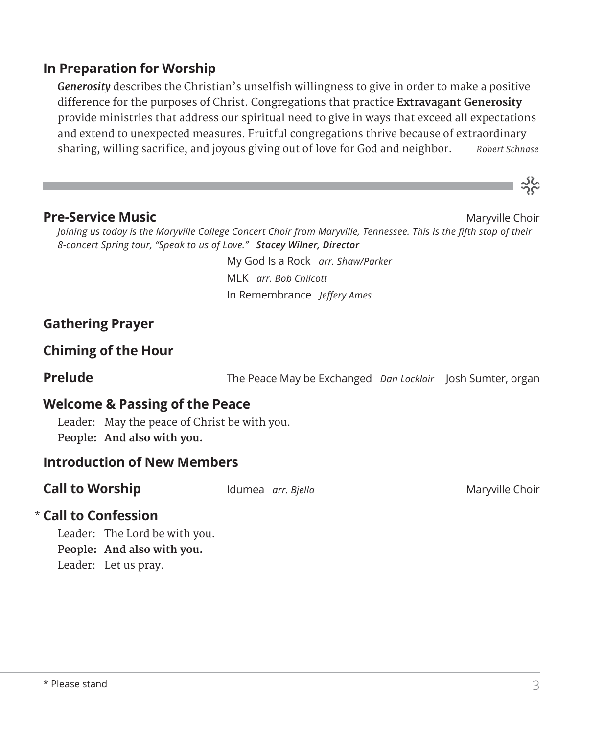## In Preparation for Worship

***Generosity*** describes the Christian's unselfish willingness to give in order to make a positive difference for the purposes of Christ. Congregations that practice **Extravagant Generosity** provide ministries that address our spiritual need to give in ways that exceed all expectations and extend to unexpected measures. Fruitful congregations thrive because of extraordinary sharing, willing sacrifice, and joyous giving out of love for God and neighbor. *Robert Schnase*

---

## Pre-Service Music

Maryville Choir

*Joining us today is the Maryville College Concert Choir from Maryville, Tennessee. This is the fifth stop of their 8-concert Spring tour, "Speak to us of Love."* ***Stacey Wilner, Director***

My God Is a Rock *arr. Shaw/Parker*
MLK *arr. Bob Chilcott*
In Remembrance *Jeffery Ames*

## Gathering Prayer

## Chiming of the Hour

## Prelude

The Peace May be Exchanged *Dan Locklair* Josh Sumter, organ

## Welcome & Passing of the Peace

Leader: May the peace of Christ be with you.
**People: And also with you.**

## Introduction of New Members

## Call to Worship

Idumea *arr. Bjella* Maryville Choir

## * Call to Confession

Leader: The Lord be with you.
**People: And also with you.**
Leader: Let us pray.

\* Please stand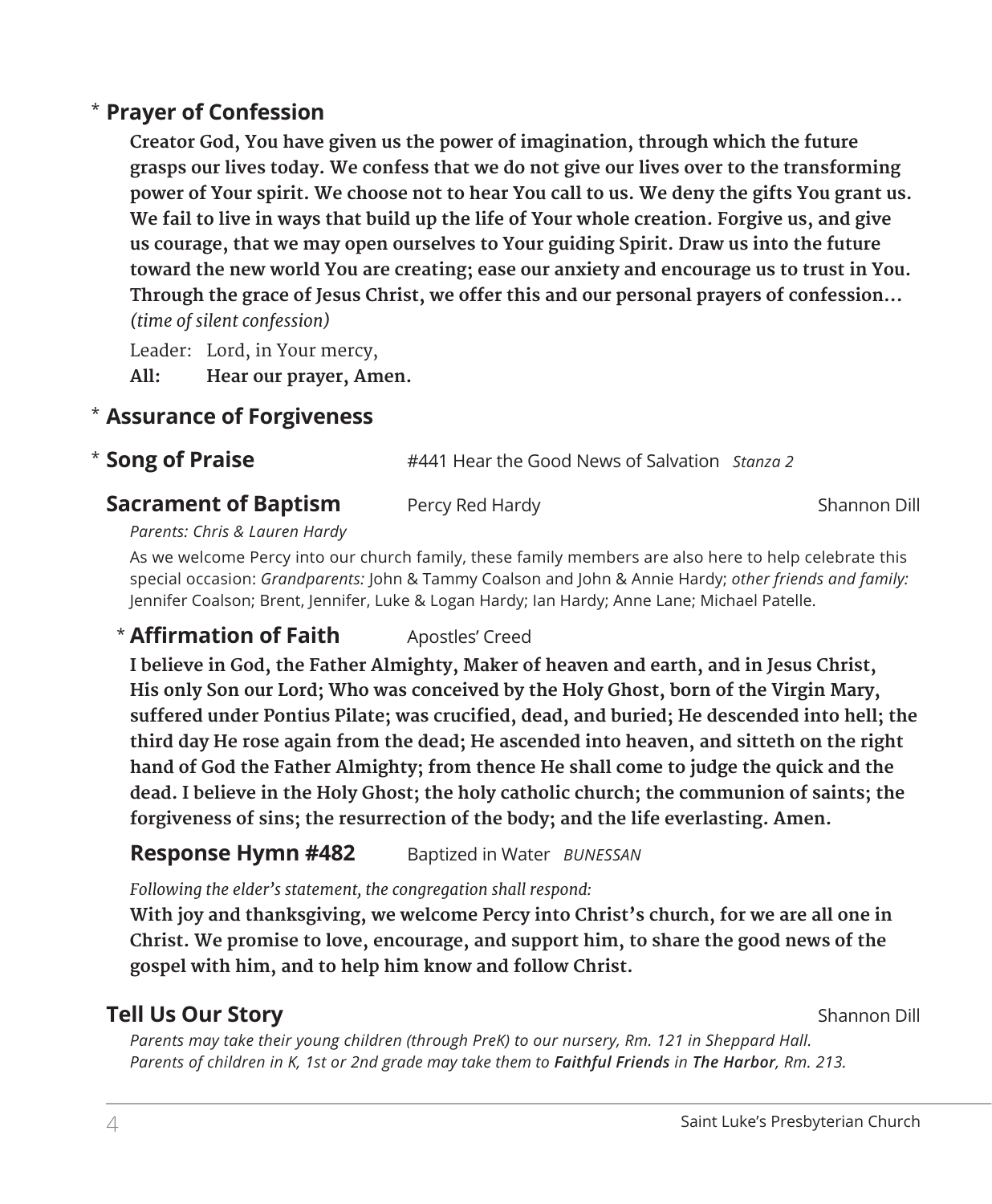## * Prayer of Confession

**Creator God, You have given us the power of imagination, through which the future grasps our lives today. We confess that we do not give our lives over to the transforming power of Your spirit. We choose not to hear You call to us. We deny the gifts You grant us. We fail to live in ways that build up the life of Your whole creation. Forgive us, and give us courage, that we may open ourselves to Your guiding Spirit. Draw us into the future toward the new world You are creating; ease our anxiety and encourage us to trust in You. Through the grace of Jesus Christ, we offer this and our personal prayers of confession…**
*(time of silent confession)*

Leader: Lord, in Your mercy,
**All: Hear our prayer, Amen.**

## * Assurance of Forgiveness

## * Song of Praise

#441 Hear the Good News of Salvation *Stanza 2*

## Sacrament of Baptism

Percy Red Hardy — Shannon Dill

*Parents: Chris & Lauren Hardy*

As we welcome Percy into our church family, these family members are also here to help celebrate this special occasion: *Grandparents:* John & Tammy Coalson and John & Annie Hardy; *other friends and family:* Jennifer Coalson; Brent, Jennifer, Luke & Logan Hardy; Ian Hardy; Anne Lane; Michael Patelle.

### * Affirmation of Faith

Apostles' Creed

**I believe in God, the Father Almighty, Maker of heaven and earth, and in Jesus Christ, His only Son our Lord; Who was conceived by the Holy Ghost, born of the Virgin Mary, suffered under Pontius Pilate; was crucified, dead, and buried; He descended into hell; the third day He rose again from the dead; He ascended into heaven, and sitteth on the right hand of God the Father Almighty; from thence He shall come to judge the quick and the dead. I believe in the Holy Ghost; the holy catholic church; the communion of saints; the forgiveness of sins; the resurrection of the body; and the life everlasting. Amen.**

### Response Hymn #482

Baptized in Water *BUNESSAN*

*Following the elder's statement, the congregation shall respond:*

**With joy and thanksgiving, we welcome Percy into Christ's church, for we are all one in Christ. We promise to love, encourage, and support him, to share the good news of the gospel with him, and to help him know and follow Christ.**

## Tell Us Our Story

Shannon Dill

*Parents may take their young children (through PreK) to our nursery, Rm. 121 in Sheppard Hall. Parents of children in K, 1st or 2nd grade may take them to **Faithful Friends** in **The Harbor**, Rm. 213.*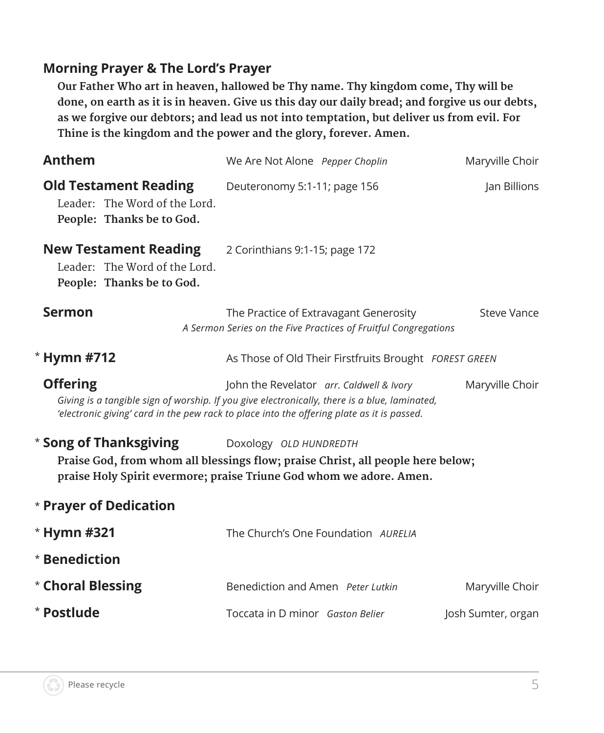**Morning Prayer & The Lord's Prayer**

**Our Father Who art in heaven, hallowed be Thy name. Thy kingdom come, Thy will be done, on earth as it is in heaven. Give us this day our daily bread; and forgive us our debts, as we forgive our debtors; and lead us not into temptation, but deliver us from evil. For Thine is the kingdom and the power and the glory, forever. Amen.**

**Anthem** — We Are Not Alone *Pepper Choplin* — Maryville Choir

**Old Testament Reading** — Deuteronomy 5:1-11; page 156 — Jan Billions

Leader: The Word of the Lord.
**People: Thanks be to God.**

**New Testament Reading** — 2 Corinthians 9:1-15; page 172

Leader: The Word of the Lord.
**People: Thanks be to God.**

**Sermon** — The Practice of Extravagant Generosity — Steve Vance

*A Sermon Series on the Five Practices of Fruitful Congregations*

* **Hymn #712** — As Those of Old Their Firstfruits Brought *FOREST GREEN*

**Offering** — John the Revelator *arr. Caldwell & Ivory* — Maryville Choir

*Giving is a tangible sign of worship. If you give electronically, there is a blue, laminated, 'electronic giving' card in the pew rack to place into the offering plate as it is passed.*

* **Song of Thanksgiving** — Doxology *OLD HUNDREDTH*

**Praise God, from whom all blessings flow; praise Christ, all people here below; praise Holy Spirit evermore; praise Triune God whom we adore. Amen.**

* **Prayer of Dedication**

* **Hymn #321** — The Church's One Foundation *AURELIA*

* **Benediction**

* **Choral Blessing** — Benediction and Amen *Peter Lutkin* — Maryville Choir

* **Postlude** — Toccata in D minor *Gaston Belier* — Josh Sumter, organ

Please recycle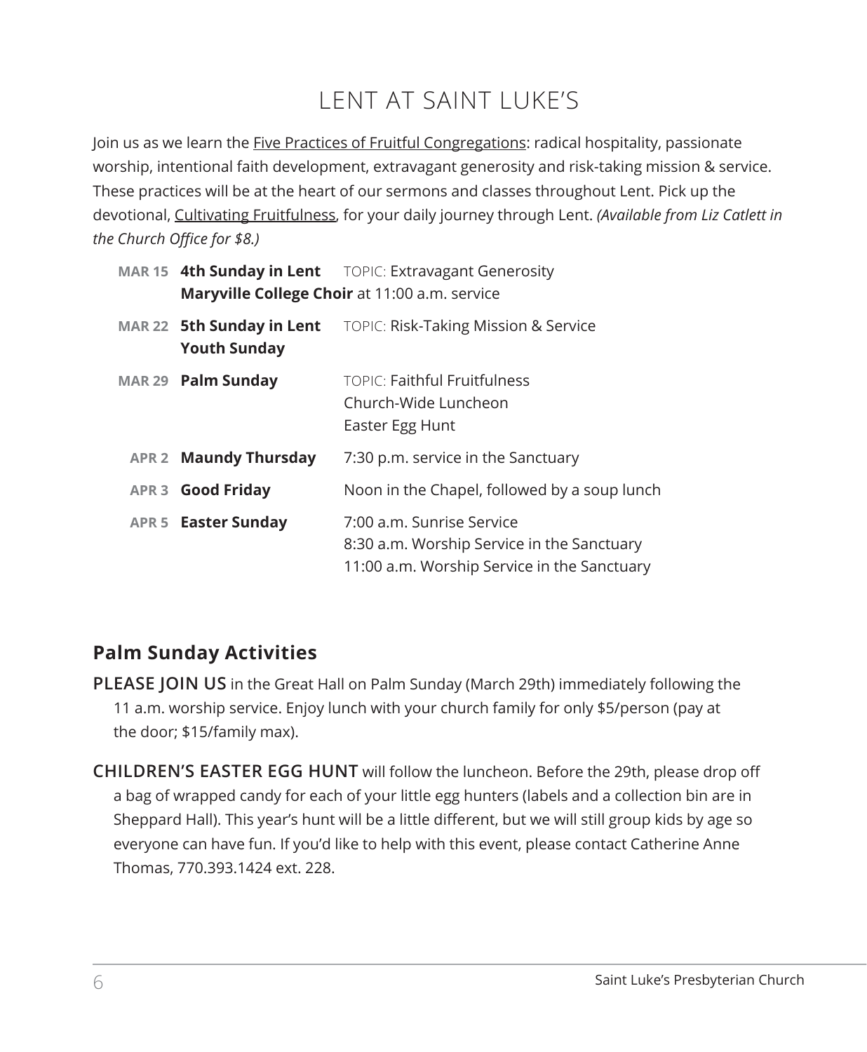# LENT AT SAINT LUKE'S

Join us as we learn the Five Practices of Fruitful Congregations: radical hospitality, passionate worship, intentional faith development, extravagant generosity and risk-taking mission & service. These practices will be at the heart of our sermons and classes throughout Lent. Pick up the devotional, Cultivating Fruitfulness, for your daily journey through Lent. *(Available from Liz Catlett in the Church Office for $8.)*

| | | |
|---|---|---|
| **MAR 15** | **4th Sunday in Lent**<br>**Maryville College Choir** at 11:00 a.m. service | TOPIC: Extravagant Generosity |
| **MAR 22** | **5th Sunday in Lent**<br>**Youth Sunday** | TOPIC: Risk-Taking Mission & Service |
| **MAR 29** | **Palm Sunday** | TOPIC: Faithful Fruitfulness<br>Church-Wide Luncheon<br>Easter Egg Hunt |
| **APR 2** | **Maundy Thursday** | 7:30 p.m. service in the Sanctuary |
| **APR 3** | **Good Friday** | Noon in the Chapel, followed by a soup lunch |
| **APR 5** | **Easter Sunday** | 7:00 a.m. Sunrise Service<br>8:30 a.m. Worship Service in the Sanctuary<br>11:00 a.m. Worship Service in the Sanctuary |

## Palm Sunday Activities

**PLEASE JOIN US** in the Great Hall on Palm Sunday (March 29th) immediately following the 11 a.m. worship service. Enjoy lunch with your church family for only $5/person (pay at the door; $15/family max).

**CHILDREN'S EASTER EGG HUNT** will follow the luncheon. Before the 29th, please drop off a bag of wrapped candy for each of your little egg hunters (labels and a collection bin are in Sheppard Hall). This year's hunt will be a little different, but we will still group kids by age so everyone can have fun. If you'd like to help with this event, please contact Catherine Anne Thomas, 770.393.1424 ext. 228.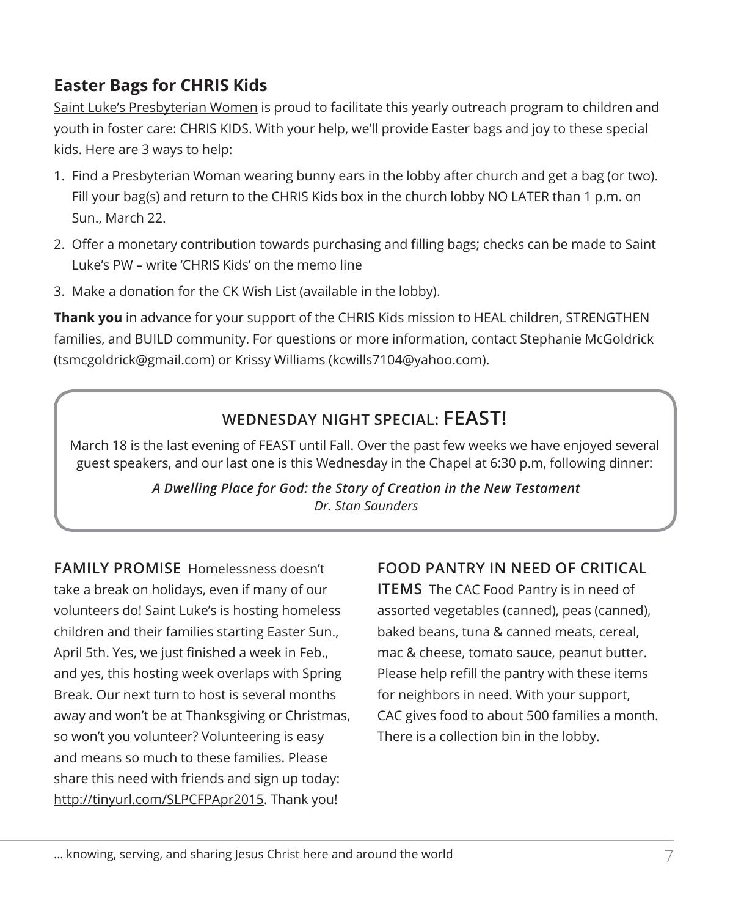## Easter Bags for CHRIS Kids

Saint Luke's Presbyterian Women is proud to facilitate this yearly outreach program to children and youth in foster care: CHRIS KIDS. With your help, we'll provide Easter bags and joy to these special kids. Here are 3 ways to help:

1. Find a Presbyterian Woman wearing bunny ears in the lobby after church and get a bag (or two). Fill your bag(s) and return to the CHRIS Kids box in the church lobby NO LATER than 1 p.m. on Sun., March 22.
2. Offer a monetary contribution towards purchasing and filling bags; checks can be made to Saint Luke's PW – write 'CHRIS Kids' on the memo line
3. Make a donation for the CK Wish List (available in the lobby).

**Thank you** in advance for your support of the CHRIS Kids mission to HEAL children, STRENGTHEN families, and BUILD community. For questions or more information, contact Stephanie McGoldrick (tsmcgoldrick@gmail.com) or Krissy Williams (kcwills7104@yahoo.com).

## WEDNESDAY NIGHT SPECIAL: FEAST!

March 18 is the last evening of FEAST until Fall. Over the past few weeks we have enjoyed several guest speakers, and our last one is this Wednesday in the Chapel at 6:30 p.m, following dinner:

***A Dwelling Place for God: the Story of Creation in the New Testament***
*Dr. Stan Saunders*

**FAMILY PROMISE** Homelessness doesn't take a break on holidays, even if many of our volunteers do! Saint Luke's is hosting homeless children and their families starting Easter Sun., April 5th. Yes, we just finished a week in Feb., and yes, this hosting week overlaps with Spring Break. Our next turn to host is several months away and won't be at Thanksgiving or Christmas, so won't you volunteer? Volunteering is easy and means so much to these families. Please share this need with friends and sign up today: http://tinyurl.com/SLPCFPApr2015. Thank you!

**FOOD PANTRY IN NEED OF CRITICAL ITEMS** The CAC Food Pantry is in need of assorted vegetables (canned), peas (canned), baked beans, tuna & canned meats, cereal, mac & cheese, tomato sauce, peanut butter. Please help refill the pantry with these items for neighbors in need. With your support, CAC gives food to about 500 families a month. There is a collection bin in the lobby.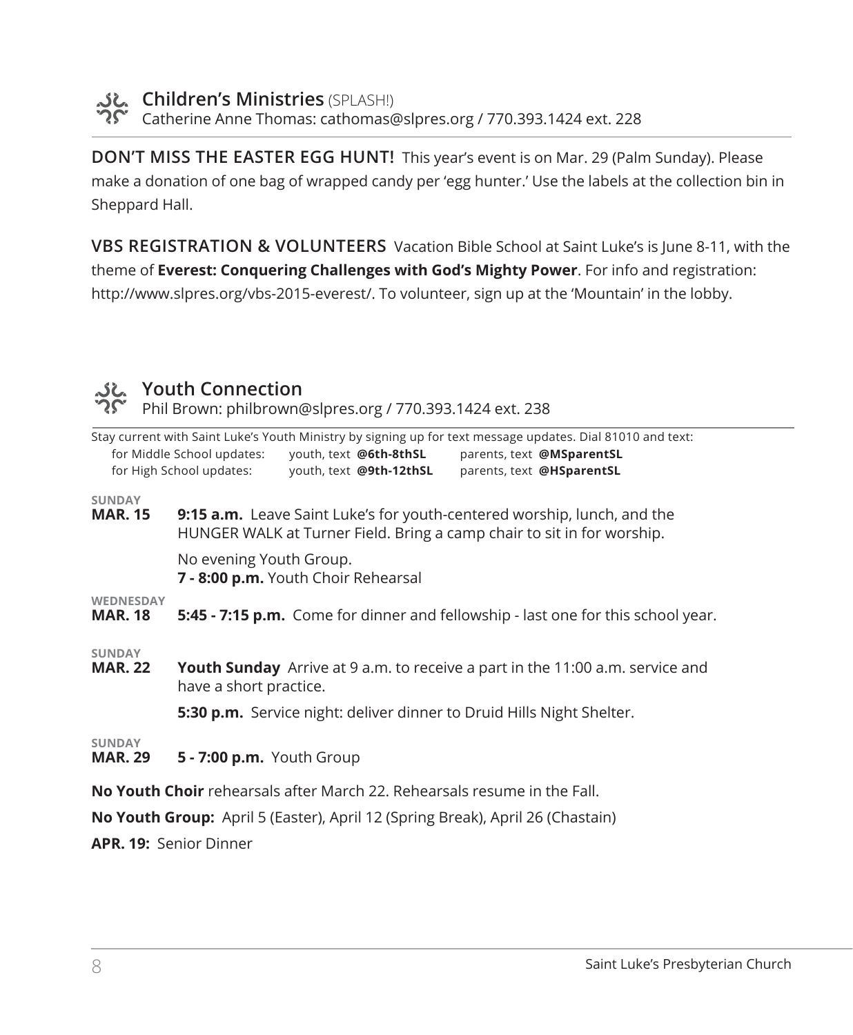## Children's Ministries (SPLASH!)

Catherine Anne Thomas: cathomas@slpres.org / 770.393.1424 ext. 228

**DON'T MISS THE EASTER EGG HUNT!** This year's event is on Mar. 29 (Palm Sunday). Please make a donation of one bag of wrapped candy per 'egg hunter.' Use the labels at the collection bin in Sheppard Hall.

**VBS REGISTRATION & VOLUNTEERS** Vacation Bible School at Saint Luke's is June 8-11, with the theme of **Everest: Conquering Challenges with God's Mighty Power**. For info and registration: http://www.slpres.org/vbs-2015-everest/. To volunteer, sign up at the 'Mountain' in the lobby.

## Youth Connection

Phil Brown: philbrown@slpres.org / 770.393.1424 ext. 238

Stay current with Saint Luke's Youth Ministry by signing up for text message updates. Dial 81010 and text:

| | | |
|---|---|---|
| for Middle School updates: | youth, text **@6th-8thSL** | parents, text **@MSparentSL** |
| for High School updates: | youth, text **@9th-12thSL** | parents, text **@HSparentSL** |

**SUNDAY MAR. 15**
**9:15 a.m.** Leave Saint Luke's for youth-centered worship, lunch, and the HUNGER WALK at Turner Field. Bring a camp chair to sit in for worship.

No evening Youth Group.
**7 - 8:00 p.m.** Youth Choir Rehearsal

**WEDNESDAY MAR. 18**
**5:45 - 7:15 p.m.** Come for dinner and fellowship - last one for this school year.

**SUNDAY MAR. 22**
**Youth Sunday** Arrive at 9 a.m. to receive a part in the 11:00 a.m. service and have a short practice.

**5:30 p.m.** Service night: deliver dinner to Druid Hills Night Shelter.

**SUNDAY MAR. 29**
**5 - 7:00 p.m.** Youth Group

**No Youth Choir** rehearsals after March 22. Rehearsals resume in the Fall.

**No Youth Group:** April 5 (Easter), April 12 (Spring Break), April 26 (Chastain)

**APR. 19:** Senior Dinner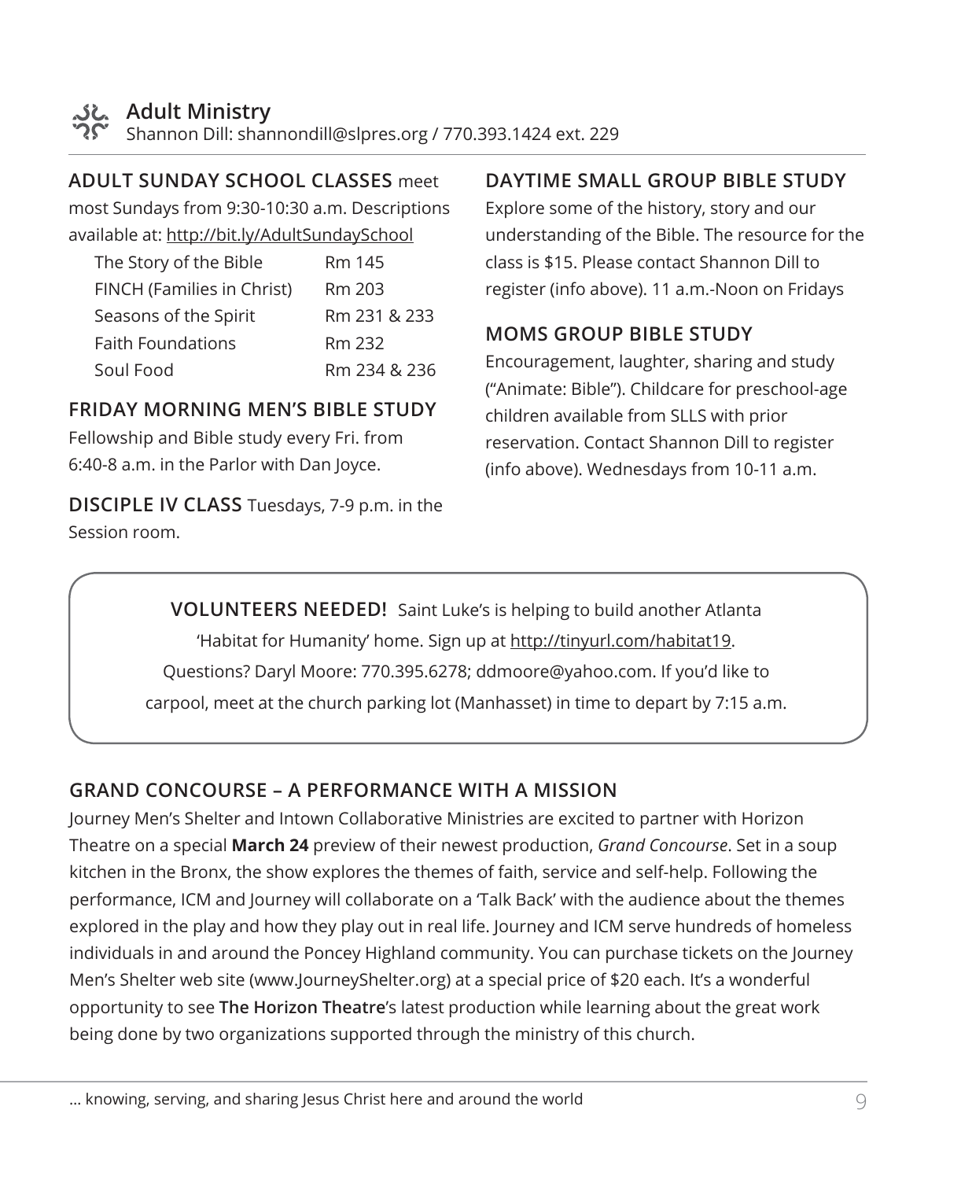## Adult Ministry

Shannon Dill: shannondill@slpres.org / 770.393.1424 ext. 229

**ADULT SUNDAY SCHOOL CLASSES** meet most Sundays from 9:30-10:30 a.m. Descriptions available at: http://bit.ly/AdultSundaySchool

| Class | Room |
| --- | --- |
| The Story of the Bible | Rm 145 |
| FINCH (Families in Christ) | Rm 203 |
| Seasons of the Spirit | Rm 231 & 233 |
| Faith Foundations | Rm 232 |
| Soul Food | Rm 234 & 236 |

### FRIDAY MORNING MEN'S BIBLE STUDY

Fellowship and Bible study every Fri. from 6:40-8 a.m. in the Parlor with Dan Joyce.

**DISCIPLE IV CLASS** Tuesdays, 7-9 p.m. in the Session room.

### DAYTIME SMALL GROUP BIBLE STUDY

Explore some of the history, story and our understanding of the Bible. The resource for the class is $15. Please contact Shannon Dill to register (info above). 11 a.m.-Noon on Fridays

### MOMS GROUP BIBLE STUDY

Encouragement, laughter, sharing and study ("Animate: Bible"). Childcare for preschool-age children available from SLLS with prior reservation. Contact Shannon Dill to register (info above). Wednesdays from 10-11 a.m.

**VOLUNTEERS NEEDED!** Saint Luke's is helping to build another Atlanta 'Habitat for Humanity' home. Sign up at http://tinyurl.com/habitat19. Questions? Daryl Moore: 770.395.6278; ddmoore@yahoo.com. If you'd like to carpool, meet at the church parking lot (Manhasset) in time to depart by 7:15 a.m.

### GRAND CONCOURSE – A PERFORMANCE WITH A MISSION

Journey Men's Shelter and Intown Collaborative Ministries are excited to partner with Horizon Theatre on a special **March 24** preview of their newest production, *Grand Concourse*. Set in a soup kitchen in the Bronx, the show explores the themes of faith, service and self-help. Following the performance, ICM and Journey will collaborate on a 'Talk Back' with the audience about the themes explored in the play and how they play out in real life. Journey and ICM serve hundreds of homeless individuals in and around the Poncey Highland community. You can purchase tickets on the Journey Men's Shelter web site (www.JourneyShelter.org) at a special price of $20 each. It's a wonderful opportunity to see **The Horizon Theatre**'s latest production while learning about the great work being done by two organizations supported through the ministry of this church.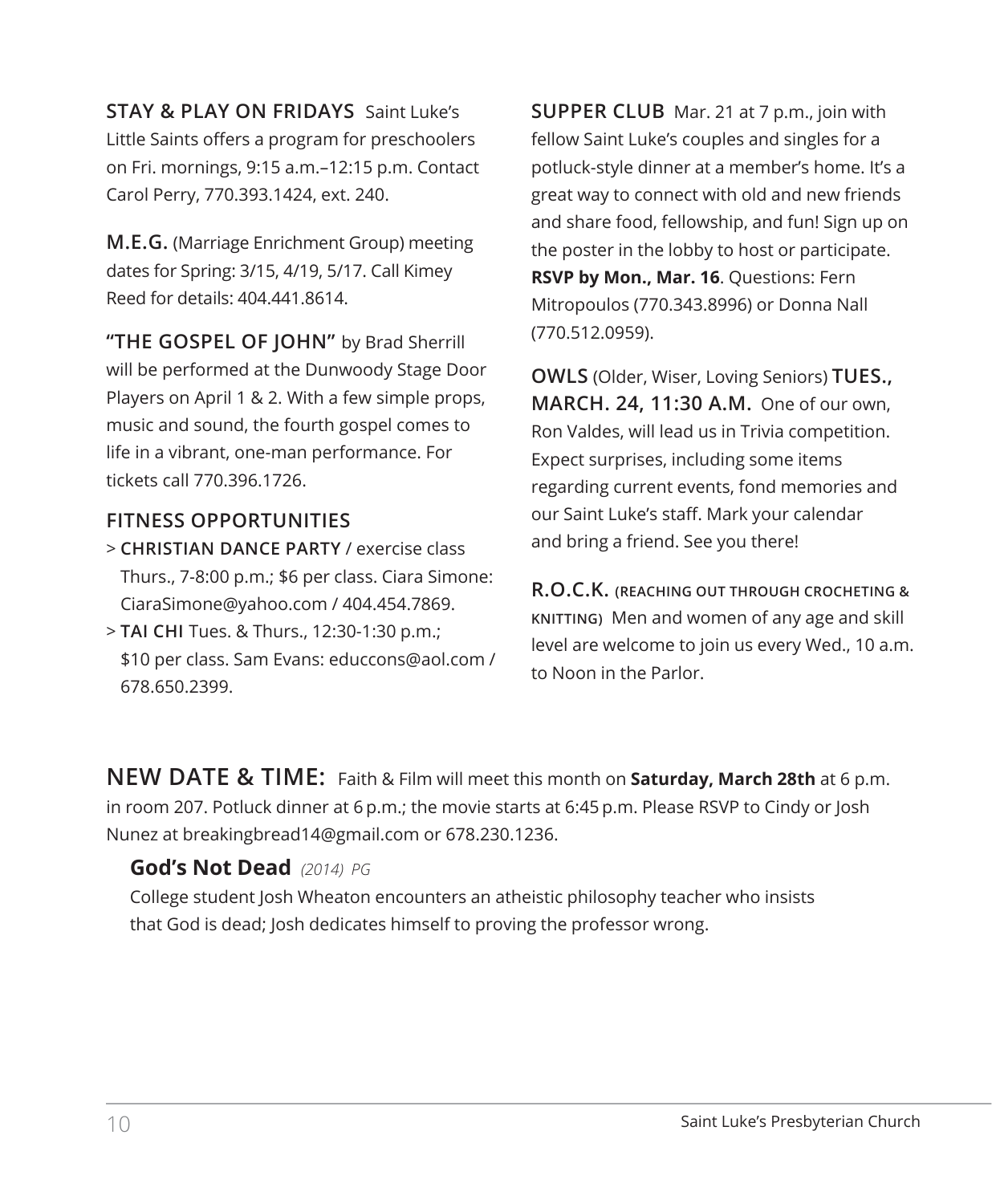**STAY & PLAY ON FRIDAYS** Saint Luke's Little Saints offers a program for preschoolers on Fri. mornings, 9:15 a.m.–12:15 p.m. Contact Carol Perry, 770.393.1424, ext. 240.

**M.E.G.** (Marriage Enrichment Group) meeting dates for Spring: 3/15, 4/19, 5/17. Call Kimey Reed for details: 404.441.8614.

**"THE GOSPEL OF JOHN"** by Brad Sherrill will be performed at the Dunwoody Stage Door Players on April 1 & 2. With a few simple props, music and sound, the fourth gospel comes to life in a vibrant, one-man performance. For tickets call 770.396.1726.

**FITNESS OPPORTUNITIES**

- **CHRISTIAN DANCE PARTY** / exercise class Thurs., 7-8:00 p.m.; $6 per class. Ciara Simone: CiaraSimone@yahoo.com / 404.454.7869.
- **TAI CHI** Tues. & Thurs., 12:30-1:30 p.m.; $10 per class. Sam Evans: educcons@aol.com / 678.650.2399.

**SUPPER CLUB** Mar. 21 at 7 p.m., join with fellow Saint Luke's couples and singles for a potluck-style dinner at a member's home. It's a great way to connect with old and new friends and share food, fellowship, and fun! Sign up on the poster in the lobby to host or participate. **RSVP by Mon., Mar. 16**. Questions: Fern Mitropoulos (770.343.8996) or Donna Nall (770.512.0959).

**OWLS** (Older, Wiser, Loving Seniors) **TUES., MARCH. 24, 11:30 A.M.** One of our own, Ron Valdes, will lead us in Trivia competition. Expect surprises, including some items regarding current events, fond memories and our Saint Luke's staff. Mark your calendar and bring a friend. See you there!

**R.O.C.K.** **(REACHING OUT THROUGH CROCHETING & KNITTING)** Men and women of any age and skill level are welcome to join us every Wed., 10 a.m. to Noon in the Parlor.

**NEW DATE & TIME:** Faith & Film will meet this month on **Saturday, March 28th** at 6 p.m. in room 207. Potluck dinner at 6 p.m.; the movie starts at 6:45 p.m. Please RSVP to Cindy or Josh Nunez at breakingbread14@gmail.com or 678.230.1236.

**God's Not Dead** *(2014) PG*

College student Josh Wheaton encounters an atheistic philosophy teacher who insists that God is dead; Josh dedicates himself to proving the professor wrong.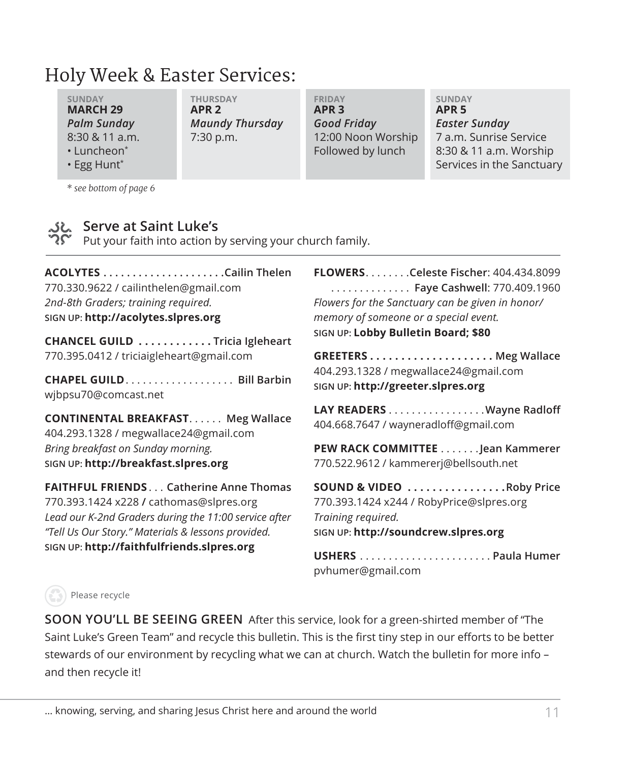# Holy Week & Easter Services:

| SUNDAY | THURSDAY | FRIDAY | SUNDAY |
|---|---|---|---|
| **MARCH 29** | **APR 2** | **APR 3** | **APR 5** |
| ***Palm Sunday*** | ***Maundy Thursday*** | ***Good Friday*** | ***Easter Sunday*** |
| 8:30 & 11 a.m. • Luncheon* • Egg Hunt* | 7:30 p.m. | 12:00 Noon Worship Followed by lunch | 7 a.m. Sunrise Service 8:30 & 11 a.m. Worship Services in the Sanctuary |

*\* see bottom of page 6*

## Serve at Saint Luke's

Put your faith into action by serving your church family.

**ACOLYTES . . . . . . . . . . . . . . . . . . . . .Cailin Thelen**
770.330.9622 / cailinthelen@gmail.com
*2nd-8th Graders; training required.*
SIGN UP: **http://acolytes.slpres.org**

**CHANCEL GUILD . . . . . . . . . . . . Tricia Igleheart**
770.395.0412 / triciaigleheart@gmail.com

**CHAPEL GUILD**. . . . . . . . . . . . . . . . . . . **Bill Barbin**
wjbpsu70@comcast.net

**CONTINENTAL BREAKFAST**. . . . . . **Meg Wallace**
404.293.1328 / megwallace24@gmail.com
*Bring breakfast on Sunday morning.*
SIGN UP: **http://breakfast.slpres.org**

**FAITHFUL FRIENDS**. . . **Catherine Anne Thomas**
770.393.1424 x228 / cathomas@slpres.org
*Lead our K-2nd Graders during the 11:00 service after "Tell Us Our Story." Materials & lessons provided.*
SIGN UP: **http://faithfulfriends.slpres.org**

**FLOWERS**. . . . . . . .**Celeste Fischer**: 404.434.8099
. . . . . . . . . . . . . . **Faye Cashwell**: 770.409.1960
*Flowers for the Sanctuary can be given in honor/memory of someone or a special event.*
SIGN UP: **Lobby Bulletin Board; $80**

**GREETERS . . . . . . . . . . . . . . . . . . . . Meg Wallace**
404.293.1328 / megwallace24@gmail.com
SIGN UP: **http://greeter.slpres.org**

**LAY READERS** . . . . . . . . . . . . . . . . .**Wayne Radloff**
404.668.7647 / wayneradloff@gmail.com

**PEW RACK COMMITTEE** . . . . . . .**Jean Kammerer**
770.522.9612 / kammererj@bellsouth.net

**SOUND & VIDEO . . . . . . . . . . . . . . . .Roby Price**
770.393.1424 x244 / RobyPrice@slpres.org
*Training required.*
SIGN UP: **http://soundcrew.slpres.org**

**USHERS** . . . . . . . . . . . . . . . . . . . . . . . **Paula Humer**
pvhumer@gmail.com

Please recycle

**SOON YOU'LL BE SEEING GREEN** After this service, look for a green-shirted member of "The Saint Luke's Green Team" and recycle this bulletin. This is the first tiny step in our efforts to be better stewards of our environment by recycling what we can at church. Watch the bulletin for more info – and then recycle it!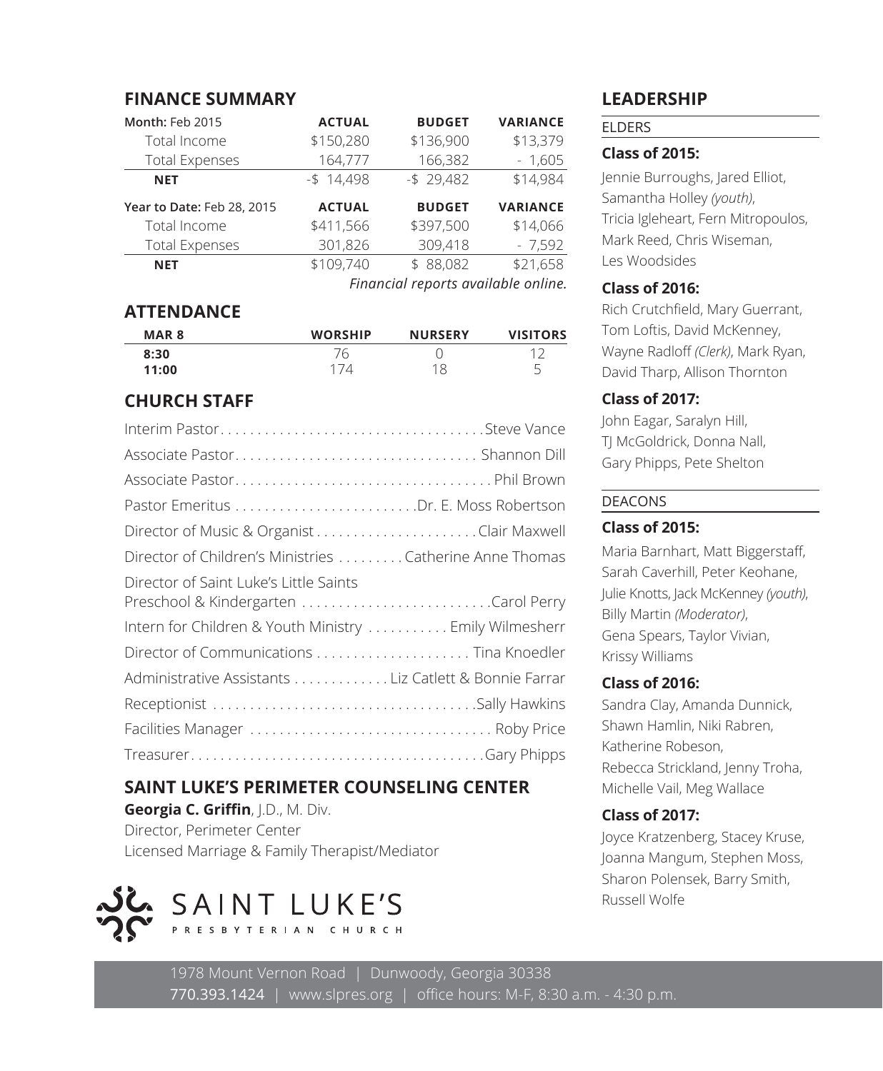## FINANCE SUMMARY

| Month: Feb 2015 | ACTUAL | BUDGET | VARIANCE |
|---|---|---|---|
| Total Income | $150,280 | $136,900 | $13,379 |
| Total Expenses | 164,777 | 166,382 | - 1,605 |
| **NET** | -$ 14,498 | -$ 29,482 | $14,984 |

| Year to Date: Feb 28, 2015 | ACTUAL | BUDGET | VARIANCE |
|---|---|---|---|
| Total Income | $411,566 | $397,500 | $14,066 |
| Total Expenses | 301,826 | 309,418 | - 7,592 |
| **NET** | $109,740 | $ 88,082 | $21,658 |

*Financial reports available online.*

## ATTENDANCE

| MAR 8 | WORSHIP | NURSERY | VISITORS |
|---|---|---|---|
| **8:30** | 76 | 0 | 12 |
| **11:00** | 174 | 18 | 5 |

## CHURCH STAFF

Interim Pastor . . . . . Steve Vance
Associate Pastor . . . . . Shannon Dill
Associate Pastor . . . . . Phil Brown
Pastor Emeritus . . . . . Dr. E. Moss Robertson
Director of Music & Organist . . . . . Clair Maxwell
Director of Children's Ministries . . . . . Catherine Anne Thomas
Director of Saint Luke's Little Saints Preschool & Kindergarten . . . . . Carol Perry
Intern for Children & Youth Ministry . . . . . Emily Wilmesherr
Director of Communications . . . . . Tina Knoedler
Administrative Assistants . . . . . Liz Catlett & Bonnie Farrar
Receptionist . . . . . Sally Hawkins
Facilities Manager . . . . . Roby Price
Treasurer . . . . . Gary Phipps

## SAINT LUKE'S PERIMETER COUNSELING CENTER

**Georgia C. Griffin**, J.D., M. Div.
Director, Perimeter Center
Licensed Marriage & Family Therapist/Mediator

SAINT LUKE'S
PRESBYTERIAN CHURCH

## LEADERSHIP

ELDERS

### Class of 2015:

Jennie Burroughs, Jared Elliot, Samantha Holley *(youth)*, Tricia Igleheart, Fern Mitropoulos, Mark Reed, Chris Wiseman, Les Woodsides

### Class of 2016:

Rich Crutchfield, Mary Guerrant, Tom Loftis, David McKenney, Wayne Radloff *(Clerk)*, Mark Ryan, David Tharp, Allison Thornton

### Class of 2017:

John Eagar, Saralyn Hill, TJ McGoldrick, Donna Nall, Gary Phipps, Pete Shelton

DEACONS

### Class of 2015:

Maria Barnhart, Matt Biggerstaff, Sarah Caverhill, Peter Keohane, Julie Knotts, Jack McKenney *(youth)*, Billy Martin *(Moderator)*, Gena Spears, Taylor Vivian, Krissy Williams

### Class of 2016:

Sandra Clay, Amanda Dunnick, Shawn Hamlin, Niki Rabren, Katherine Robeson, Rebecca Strickland, Jenny Troha, Michelle Vail, Meg Wallace

### Class of 2017:

Joyce Kratzenberg, Stacey Kruse, Joanna Mangum, Stephen Moss, Sharon Polensek, Barry Smith, Russell Wolfe

1978 Mount Vernon Road | Dunwoody, Georgia 30338
770.393.1424 | www.slpres.org | office hours: M-F, 8:30 a.m. - 4:30 p.m.